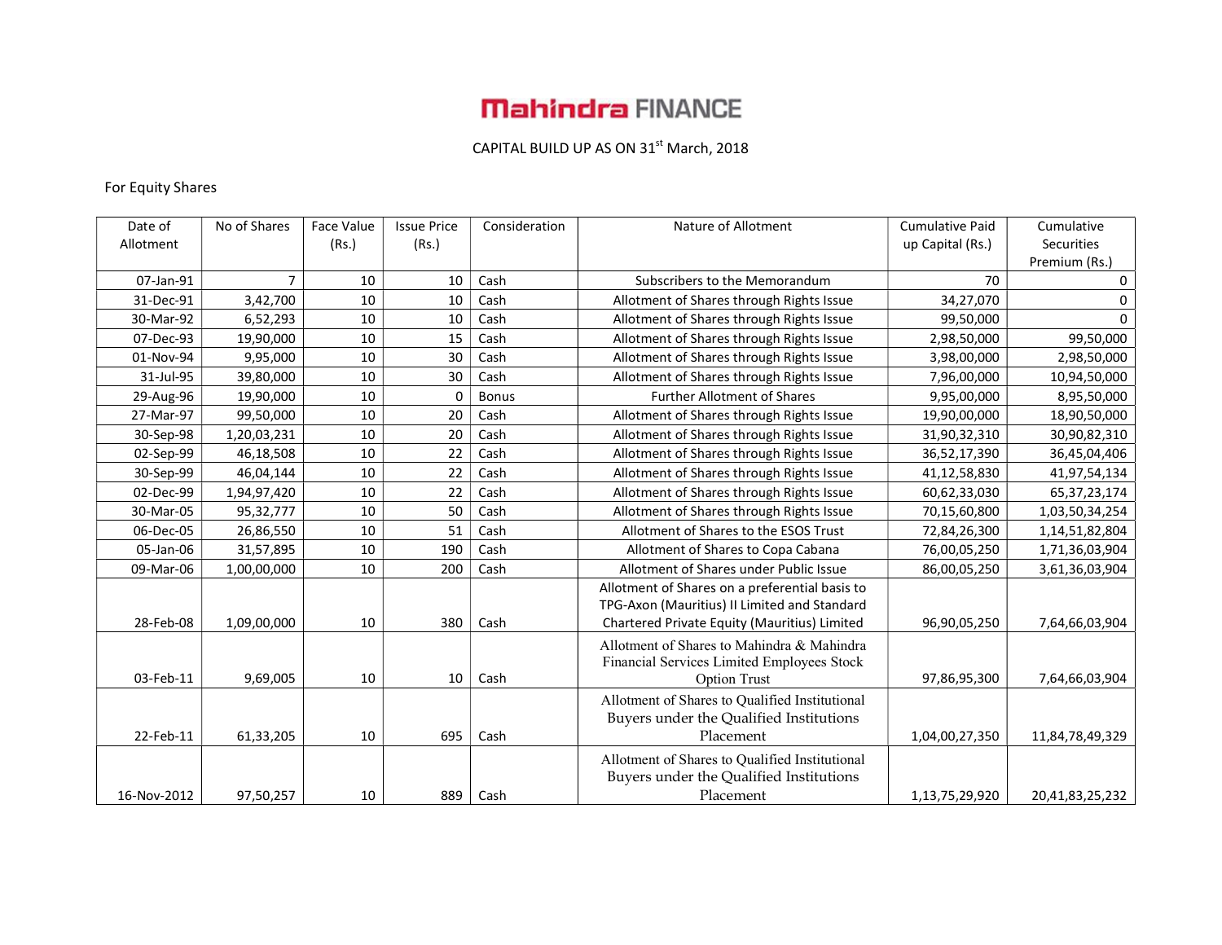# Mahindra FINANCE

CAPITAL BUILD UP AS ON 31st March, 2018

For Equity Shares

| Date of Allotment | No of Shares | Face Value (Rs.) | Issue Price (Rs.) | Consideration | Nature of Allotment | Cumulative Paid up Capital (Rs.) | Cumulative Securities Premium (Rs.) |
|---|---|---|---|---|---|---|---|
| 07-Jan-91 | 7 | 10 | 10 | Cash | Subscribers to the Memorandum | 70 | 0 |
| 31-Dec-91 | 3,42,700 | 10 | 10 | Cash | Allotment of Shares through Rights Issue | 34,27,070 | 0 |
| 30-Mar-92 | 6,52,293 | 10 | 10 | Cash | Allotment of Shares through Rights Issue | 99,50,000 | 0 |
| 07-Dec-93 | 19,90,000 | 10 | 15 | Cash | Allotment of Shares through Rights Issue | 2,98,50,000 | 99,50,000 |
| 01-Nov-94 | 9,95,000 | 10 | 30 | Cash | Allotment of Shares through Rights Issue | 3,98,00,000 | 2,98,50,000 |
| 31-Jul-95 | 39,80,000 | 10 | 30 | Cash | Allotment of Shares through Rights Issue | 7,96,00,000 | 10,94,50,000 |
| 29-Aug-96 | 19,90,000 | 10 | 0 | Bonus | Further Allotment of Shares | 9,95,00,000 | 8,95,50,000 |
| 27-Mar-97 | 99,50,000 | 10 | 20 | Cash | Allotment of Shares through Rights Issue | 19,90,00,000 | 18,90,50,000 |
| 30-Sep-98 | 1,20,03,231 | 10 | 20 | Cash | Allotment of Shares through Rights Issue | 31,90,32,310 | 30,90,82,310 |
| 02-Sep-99 | 46,18,508 | 10 | 22 | Cash | Allotment of Shares through Rights Issue | 36,52,17,390 | 36,45,04,406 |
| 30-Sep-99 | 46,04,144 | 10 | 22 | Cash | Allotment of Shares through Rights Issue | 41,12,58,830 | 41,97,54,134 |
| 02-Dec-99 | 1,94,97,420 | 10 | 22 | Cash | Allotment of Shares through Rights Issue | 60,62,33,030 | 65,37,23,174 |
| 30-Mar-05 | 95,32,777 | 10 | 50 | Cash | Allotment of Shares through Rights Issue | 70,15,60,800 | 1,03,50,34,254 |
| 06-Dec-05 | 26,86,550 | 10 | 51 | Cash | Allotment of Shares to the ESOS Trust | 72,84,26,300 | 1,14,51,82,804 |
| 05-Jan-06 | 31,57,895 | 10 | 190 | Cash | Allotment of Shares to Copa Cabana | 76,00,05,250 | 1,71,36,03,904 |
| 09-Mar-06 | 1,00,00,000 | 10 | 200 | Cash | Allotment of Shares under Public Issue | 86,00,05,250 | 3,61,36,03,904 |
| 28-Feb-08 | 1,09,00,000 | 10 | 380 | Cash | Allotment of Shares on a preferential basis to TPG-Axon (Mauritius) II Limited and Standard Chartered Private Equity (Mauritius) Limited | 96,90,05,250 | 7,64,66,03,904 |
| 03-Feb-11 | 9,69,005 | 10 | 10 | Cash | Allotment of Shares to Mahindra & Mahindra Financial Services Limited Employees Stock Option Trust | 97,86,95,300 | 7,64,66,03,904 |
| 22-Feb-11 | 61,33,205 | 10 | 695 | Cash | Allotment of Shares to Qualified Institutional Buyers under the Qualified Institutions Placement | 1,04,00,27,350 | 11,84,78,49,329 |
| 16-Nov-2012 | 97,50,257 | 10 | 889 | Cash | Allotment of Shares to Qualified Institutional Buyers under the Qualified Institutions Placement | 1,13,75,29,920 | 20,41,83,25,232 |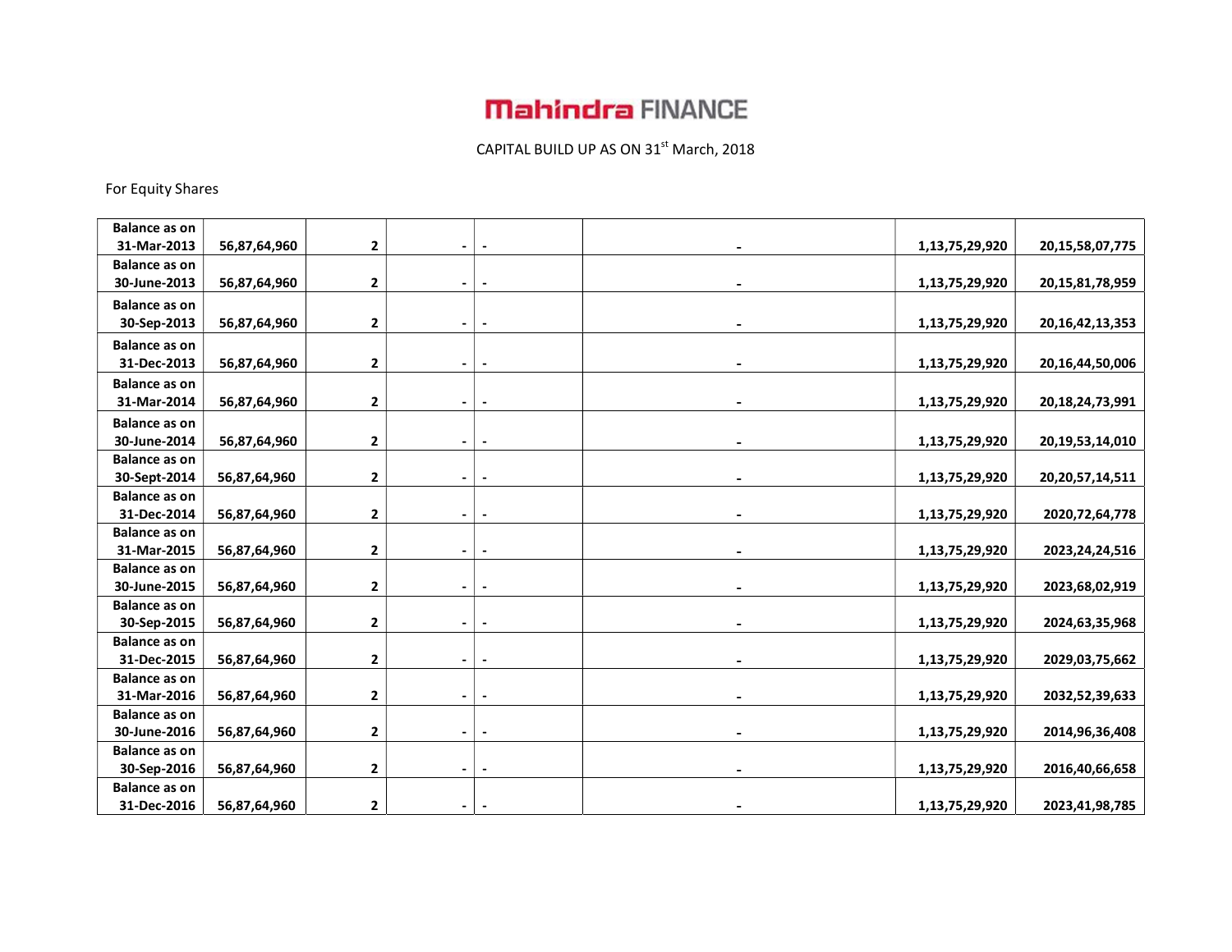CAPITAL BUILD UP AS ON 31[st] March, 2018

For Equity Shares

| | | | | | | | |
|---|---|---|---|---|---|---|---|
| **Balance as on 31-Mar-2013** | **56,87,64,960** | **2** | **-** | **-** | **-** | **1,13,75,29,920** | **20,15,58,07,775** |
| **Balance as on 30-June-2013** | **56,87,64,960** | **2** | **-** | **-** | **-** | **1,13,75,29,920** | **20,15,81,78,959** |
| **Balance as on 30-Sep-2013** | **56,87,64,960** | **2** | **-** | **-** | **-** | **1,13,75,29,920** | **20,16,42,13,353** |
| **Balance as on 31-Dec-2013** | **56,87,64,960** | **2** | **-** | **-** | **-** | **1,13,75,29,920** | **20,16,44,50,006** |
| **Balance as on 31-Mar-2014** | **56,87,64,960** | **2** | **-** | **-** | **-** | **1,13,75,29,920** | **20,18,24,73,991** |
| **Balance as on 30-June-2014** | **56,87,64,960** | **2** | **-** | **-** | **-** | **1,13,75,29,920** | **20,19,53,14,010** |
| **Balance as on 30-Sept-2014** | **56,87,64,960** | **2** | **-** | **-** | **-** | **1,13,75,29,920** | **20,20,57,14,511** |
| **Balance as on 31-Dec-2014** | **56,87,64,960** | **2** | **-** | **-** | **-** | **1,13,75,29,920** | **2020,72,64,778** |
| **Balance as on 31-Mar-2015** | **56,87,64,960** | **2** | **-** | **-** | **-** | **1,13,75,29,920** | **2023,24,24,516** |
| **Balance as on 30-June-2015** | **56,87,64,960** | **2** | **-** | **-** | **-** | **1,13,75,29,920** | **2023,68,02,919** |
| **Balance as on 30-Sep-2015** | **56,87,64,960** | **2** | **-** | **-** | **-** | **1,13,75,29,920** | **2024,63,35,968** |
| **Balance as on 31-Dec-2015** | **56,87,64,960** | **2** | **-** | **-** | **-** | **1,13,75,29,920** | **2029,03,75,662** |
| **Balance as on 31-Mar-2016** | **56,87,64,960** | **2** | **-** | **-** | **-** | **1,13,75,29,920** | **2032,52,39,633** |
| **Balance as on 30-June-2016** | **56,87,64,960** | **2** | **-** | **-** | **-** | **1,13,75,29,920** | **2014,96,36,408** |
| **Balance as on 30-Sep-2016** | **56,87,64,960** | **2** | **-** | **-** | **-** | **1,13,75,29,920** | **2016,40,66,658** |
| **Balance as on 31-Dec-2016** | **56,87,64,960** | **2** | **-** | **-** | **-** | **1,13,75,29,920** | **2023,41,98,785** |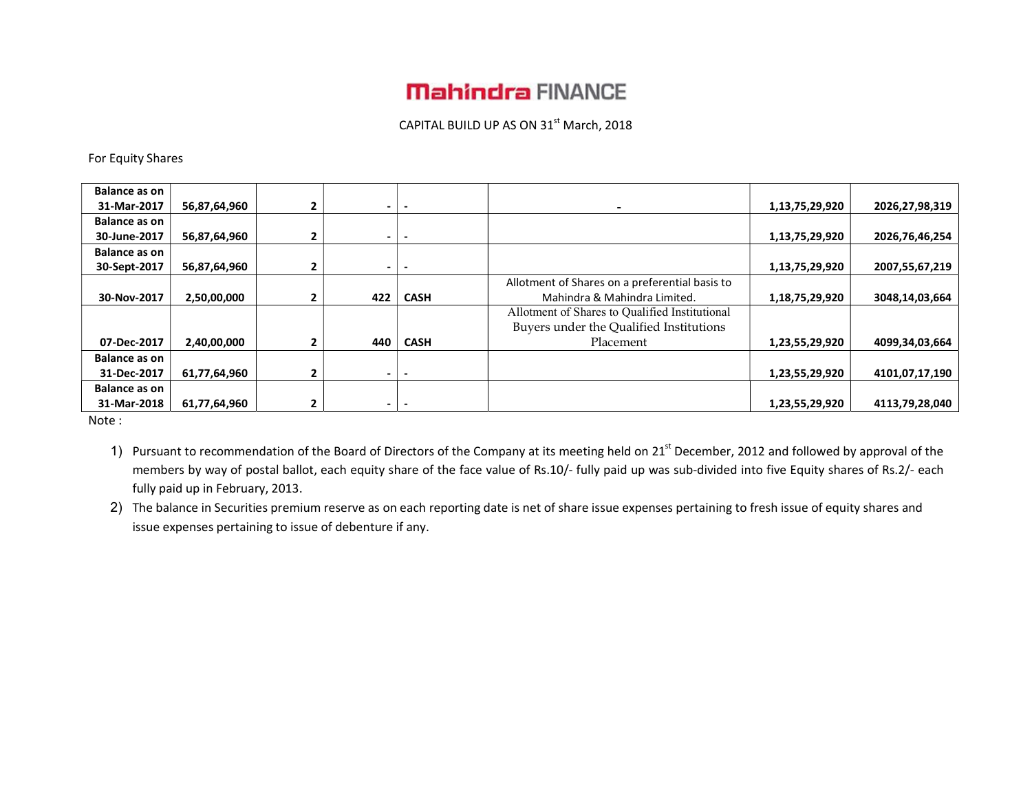# Mahindra FINANCE

CAPITAL BUILD UP AS ON 31st March, 2018

For Equity Shares

| | | | | | | | |
|---|---|---|---|---|---|---|---|
| **Balance as on 31-Mar-2017** | **56,87,64,960** | **2** | **-** | **-** | **-** | **1,13,75,29,920** | **2026,27,98,319** |
| **Balance as on 30-June-2017** | **56,87,64,960** | **2** | **-** | **-** | | **1,13,75,29,920** | **2026,76,46,254** |
| **Balance as on 30-Sept-2017** | **56,87,64,960** | **2** | **-** | **-** | | **1,13,75,29,920** | **2007,55,67,219** |
| **30-Nov-2017** | **2,50,00,000** | **2** | **422** | **CASH** | Allotment of Shares on a preferential basis to Mahindra & Mahindra Limited. | **1,18,75,29,920** | **3048,14,03,664** |
| **07-Dec-2017** | **2,40,00,000** | **2** | **440** | **CASH** | Allotment of Shares to Qualified Institutional Buyers under the Qualified Institutions Placement | **1,23,55,29,920** | **4099,34,03,664** |
| **Balance as on 31-Dec-2017** | **61,77,64,960** | **2** | **-** | **-** | | **1,23,55,29,920** | **4101,07,17,190** |
| **Balance as on 31-Mar-2018** | **61,77,64,960** | **2** | **-** | **-** | | **1,23,55,29,920** | **4113,79,28,040** |

Note :

1) Pursuant to recommendation of the Board of Directors of the Company at its meeting held on 21st December, 2012 and followed by approval of the members by way of postal ballot, each equity share of the face value of Rs.10/- fully paid up was sub-divided into five Equity shares of Rs.2/- each fully paid up in February, 2013.
2) The balance in Securities premium reserve as on each reporting date is net of share issue expenses pertaining to fresh issue of equity shares and issue expenses pertaining to issue of debenture if any.